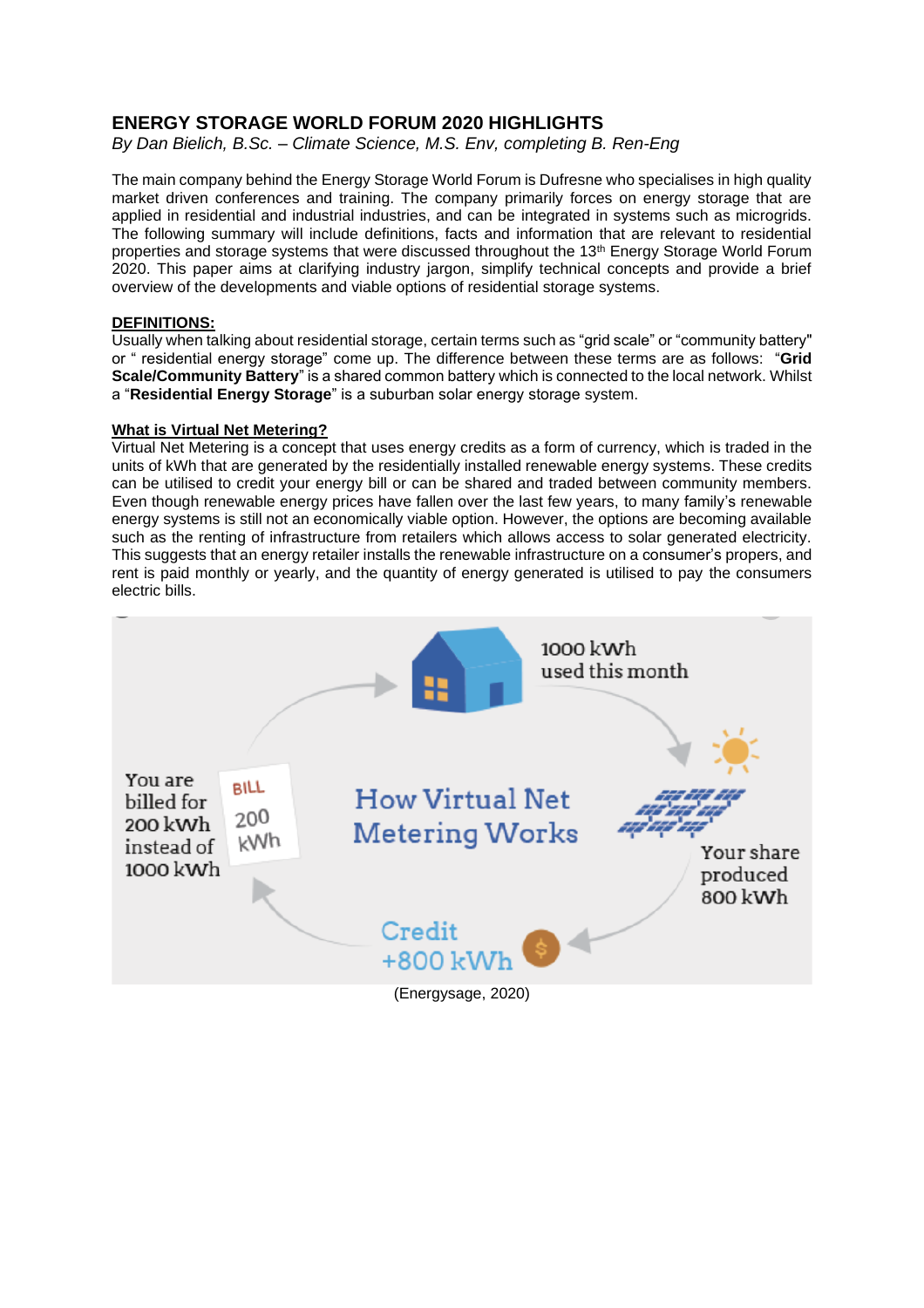# ENERGY STORAGE WORLD FORUM 2020 HIGHLIGHTS

*By Dan Bielich, B.Sc. – Climate Science, M.S. Env, completing B. Ren-Eng*

The main company behind the Energy Storage World Forum is Dufresne who specialises in high quality market driven conferences and training. The company primarily forces on energy storage that are applied in residential and industrial industries, and can be integrated in systems such as microgrids. The following summary will include definitions, facts and information that are relevant to residential properties and storage systems that were discussed throughout the 13th Energy Storage World Forum 2020. This paper aims at clarifying industry jargon, simplify technical concepts and provide a brief overview of the developments and viable options of residential storage systems.

**DEFINITIONS:**

Usually when talking about residential storage, certain terms such as "grid scale" or "community battery" or " residential energy storage" come up. The difference between these terms are as follows: "**Grid Scale/Community Battery**" is a shared common battery which is connected to the local network. Whilst a "**Residential Energy Storage**" is a suburban solar energy storage system.

**What is Virtual Net Metering?**

Virtual Net Metering is a concept that uses energy credits as a form of currency, which is traded in the units of kWh that are generated by the residentially installed renewable energy systems. These credits can be utilised to credit your energy bill or can be shared and traded between community members. Even though renewable energy prices have fallen over the last few years, to many family's renewable energy systems is still not an economically viable option. However, the options are becoming available such as the renting of infrastructure from retailers which allows access to solar generated electricity. This suggests that an energy retailer installs the renewable infrastructure on a consumer's propers, and rent is paid monthly or yearly, and the quantity of energy generated is utilised to pay the consumers electric bills.

(Energysage, 2020)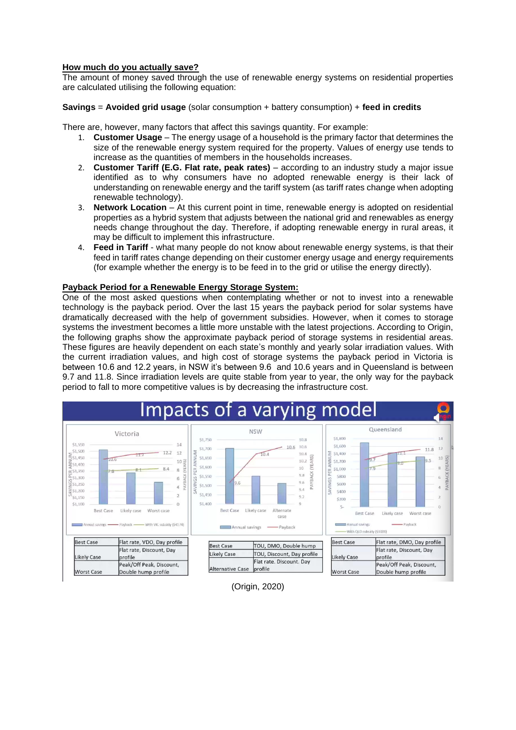**How much do you actually save?**

The amount of money saved through the use of renewable energy systems on residential properties are calculated utilising the following equation:

**Savings** = **Avoided grid usage** (solar consumption + battery consumption) + **feed in credits**

There are, however, many factors that affect this savings quantity. For example:

1. **Customer Usage** – The energy usage of a household is the primary factor that determines the size of the renewable energy system required for the property. Values of energy use tends to increase as the quantities of members in the households increases.
2. **Customer Tariff (E.G. Flat rate, peak rates)** – according to an industry study a major issue identified as to why consumers have no adopted renewable energy is their lack of understanding on renewable energy and the tariff system (as tariff rates change when adopting renewable technology).
3. **Network Location** – At this current point in time, renewable energy is adopted on residential properties as a hybrid system that adjusts between the national grid and renewables as energy needs change throughout the day. Therefore, if adopting renewable energy in rural areas, it may be difficult to implement this infrastructure.
4. **Feed in Tariff** - what many people do not know about renewable energy systems, is that their feed in tariff rates change depending on their customer energy usage and energy requirements (for example whether the energy is to be feed in to the grid or utilise the energy directly).

**Payback Period for a Renewable Energy Storage System:**

One of the most asked questions when contemplating whether or not to invest into a renewable technology is the payback period. Over the last 15 years the payback period for solar systems have dramatically decreased with the help of government subsidies. However, when it comes to storage systems the investment becomes a little more unstable with the latest projections. According to Origin, the following graphs show the approximate payback period of storage systems in residential areas. These figures are heavily dependent on each state's monthly and yearly solar irradiation values. With the current irradiation values, and high cost of storage systems the payback period in Victoria is between 10.6 and 12.2 years, in NSW it's between 9.6 and 10.6 years and in Queensland is between 9.7 and 11.8. Since irradiation levels are quite stable from year to year, the only way for the payback period to fall to more competitive values is by decreasing the infrastructure cost.

**Impacts of a varying model**

Victoria

| | |
|---|---|
| Best Case | Flat rate, VDO, Day profile |
| Likely Case | Flat rate, Discount, Day profile |
| Worst Case | Peak/Off Peak, Discount, Double hump profile |

NSW

| | |
|---|---|
| Best Case | TOU, DMO, Double hump |
| Likely Case | TOU, Discount, Day profile |
| Alternative Case | Flat rate. Discount. Day profile |

Queensland

| | |
|---|---|
| Best Case | Flat rate, DMO, Day profile |
| Likely Case | Flat rate, Discount, Day profile |
| Worst Case | Peak/Off Peak, Discount, Double hump profile |

(Origin, 2020)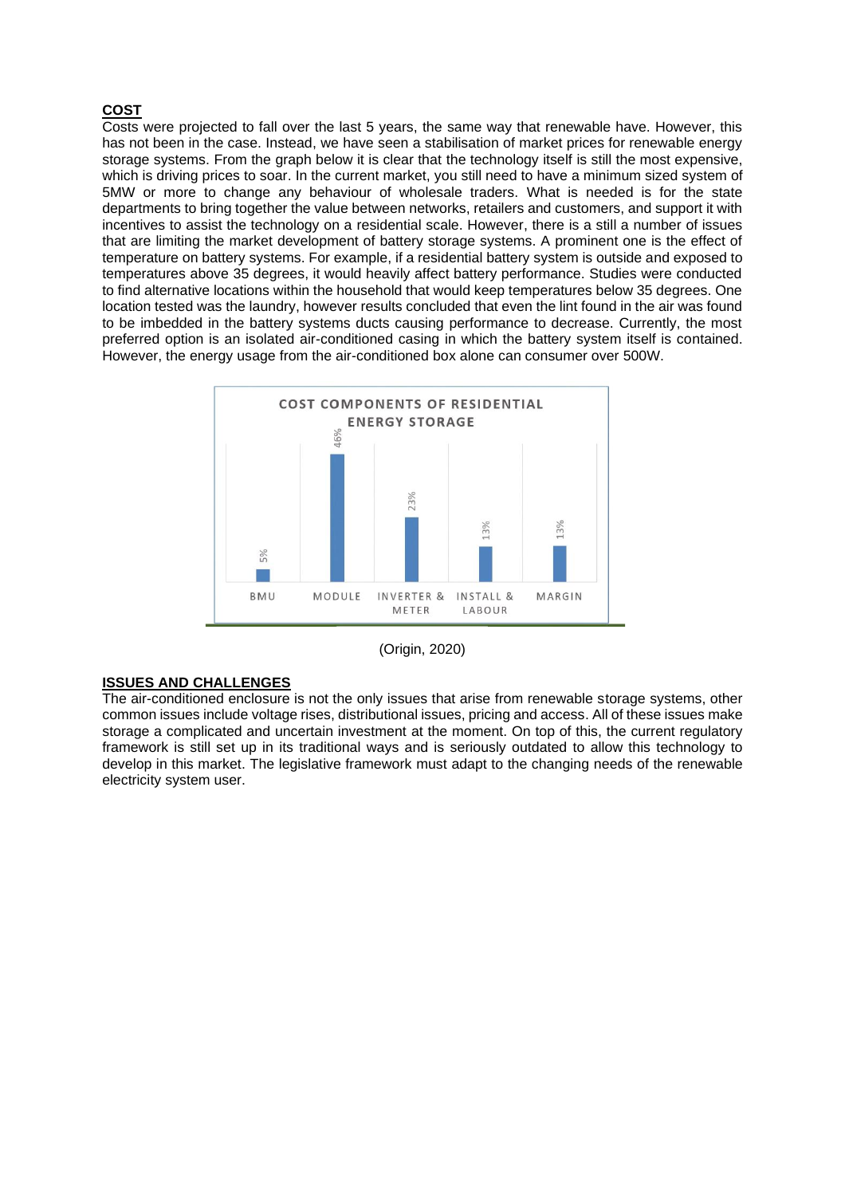**COST**

Costs were projected to fall over the last 5 years, the same way that renewable have. However, this has not been in the case. Instead, we have seen a stabilisation of market prices for renewable energy storage systems. From the graph below it is clear that the technology itself is still the most expensive, which is driving prices to soar. In the current market, you still need to have a minimum sized system of 5MW or more to change any behaviour of wholesale traders. What is needed is for the state departments to bring together the value between networks, retailers and customers, and support it with incentives to assist the technology on a residential scale. However, there is a still a number of issues that are limiting the market development of battery storage systems. A prominent one is the effect of temperature on battery systems. For example, if a residential battery system is outside and exposed to temperatures above 35 degrees, it would heavily affect battery performance. Studies were conducted to find alternative locations within the household that would keep temperatures below 35 degrees. One location tested was the laundry, however results concluded that even the lint found in the air was found to be imbedded in the battery systems ducts causing performance to decrease. Currently, the most preferred option is an isolated air-conditioned casing in which the battery system itself is contained. However, the energy usage from the air-conditioned box alone can consumer over 500W.

**COST COMPONENTS OF RESIDENTIAL ENERGY STORAGE**

| Component | Share |
|---|---|
| BMU | 5% |
| MODULE | 46% |
| INVERTER & METER | 23% |
| INSTALL & LABOUR | 13% |
| MARGIN | 13% |

(Origin, 2020)

**ISSUES AND CHALLENGES**

The air-conditioned enclosure is not the only issues that arise from renewable storage systems, other common issues include voltage rises, distributional issues, pricing and access. All of these issues make storage a complicated and uncertain investment at the moment. On top of this, the current regulatory framework is still set up in its traditional ways and is seriously outdated to allow this technology to develop in this market. The legislative framework must adapt to the changing needs of the renewable electricity system user.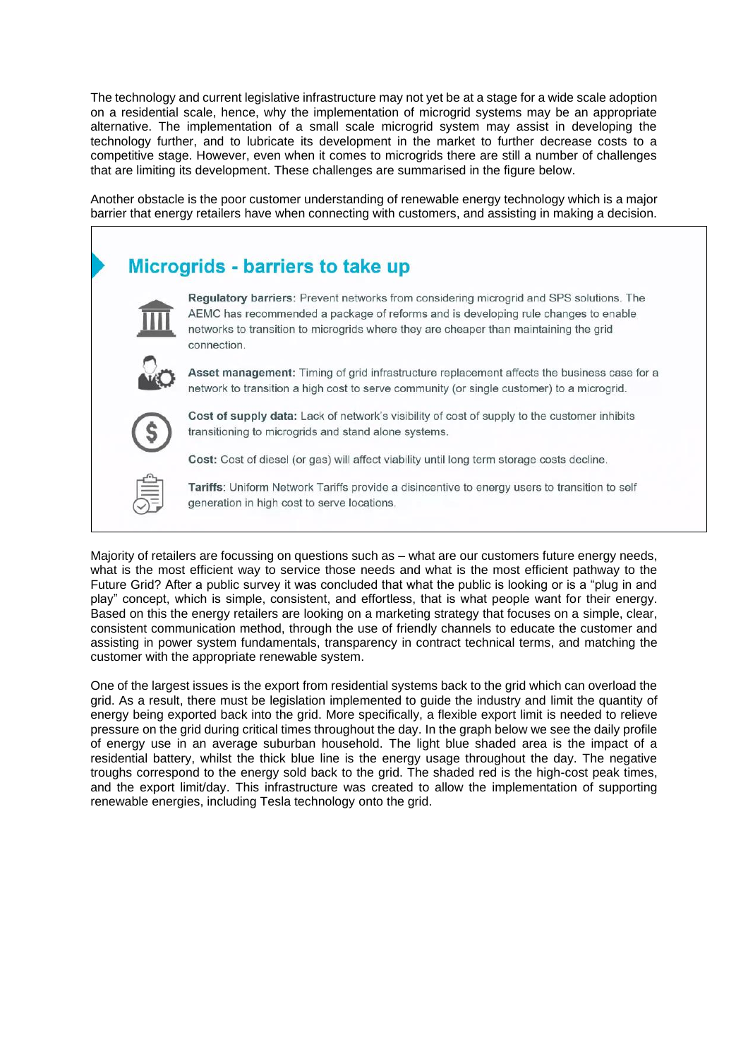The technology and current legislative infrastructure may not yet be at a stage for a wide scale adoption on a residential scale, hence, why the implementation of microgrid systems may be an appropriate alternative. The implementation of a small scale microgrid system may assist in developing the technology further, and to lubricate its development in the market to further decrease costs to a competitive stage. However, even when it comes to microgrids there are still a number of challenges that are limiting its development. These challenges are summarised in the figure below.

Another obstacle is the poor customer understanding of renewable energy technology which is a major barrier that energy retailers have when connecting with customers, and assisting in making a decision.

## Microgrids - barriers to take up

**Regulatory barriers:** Prevent networks from considering microgrid and SPS solutions. The AEMC has recommended a package of reforms and is developing rule changes to enable networks to transition to microgrids where they are cheaper than maintaining the grid connection.

**Asset management:** Timing of grid infrastructure replacement affects the business case for a network to transition a high cost to serve community (or single customer) to a microgrid.

**Cost of supply data:** Lack of network's visibility of cost of supply to the customer inhibits transitioning to microgrids and stand alone systems.

**Cost:** Cost of diesel (or gas) will affect viability until long term storage costs decline.

**Tariffs:** Uniform Network Tariffs provide a disincentive to energy users to transition to self generation in high cost to serve locations.

Majority of retailers are focussing on questions such as – what are our customers future energy needs, what is the most efficient way to service those needs and what is the most efficient pathway to the Future Grid? After a public survey it was concluded that what the public is looking or is a "plug in and play" concept, which is simple, consistent, and effortless, that is what people want for their energy. Based on this the energy retailers are looking on a marketing strategy that focuses on a simple, clear, consistent communication method, through the use of friendly channels to educate the customer and assisting in power system fundamentals, transparency in contract technical terms, and matching the customer with the appropriate renewable system.

One of the largest issues is the export from residential systems back to the grid which can overload the grid. As a result, there must be legislation implemented to guide the industry and limit the quantity of energy being exported back into the grid. More specifically, a flexible export limit is needed to relieve pressure on the grid during critical times throughout the day. In the graph below we see the daily profile of energy use in an average suburban household. The light blue shaded area is the impact of a residential battery, whilst the thick blue line is the energy usage throughout the day. The negative troughs correspond to the energy sold back to the grid. The shaded red is the high-cost peak times, and the export limit/day. This infrastructure was created to allow the implementation of supporting renewable energies, including Tesla technology onto the grid.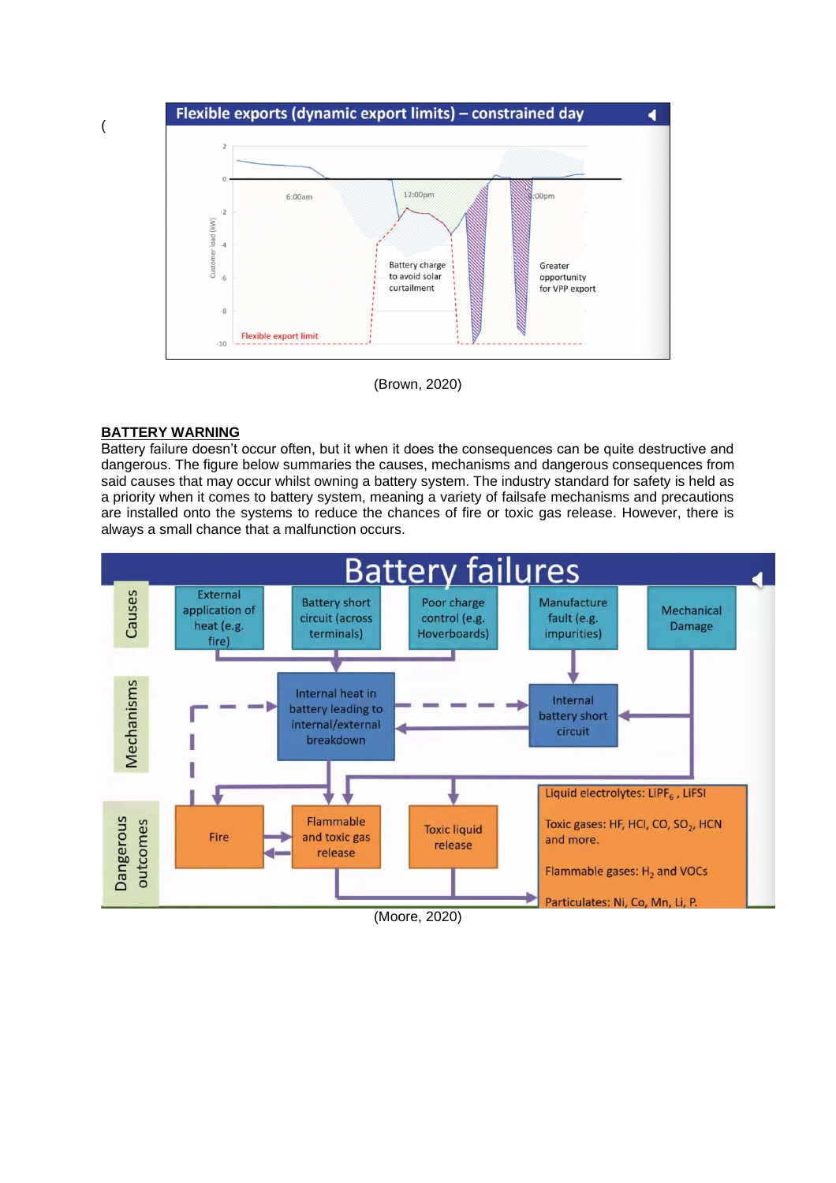(

(Brown, 2020)

**BATTERY WARNING**

Battery failure doesn't occur often, but it when it does the consequences can be quite destructive and dangerous. The figure below summaries the causes, mechanisms and dangerous consequences from said causes that may occur whilst owning a battery system. The industry standard for safety is held as a priority when it comes to battery system, meaning a variety of failsafe mechanisms and precautions are installed onto the systems to reduce the chances of fire or toxic gas release. However, there is always a small chance that a malfunction occurs.

(Moore, 2020)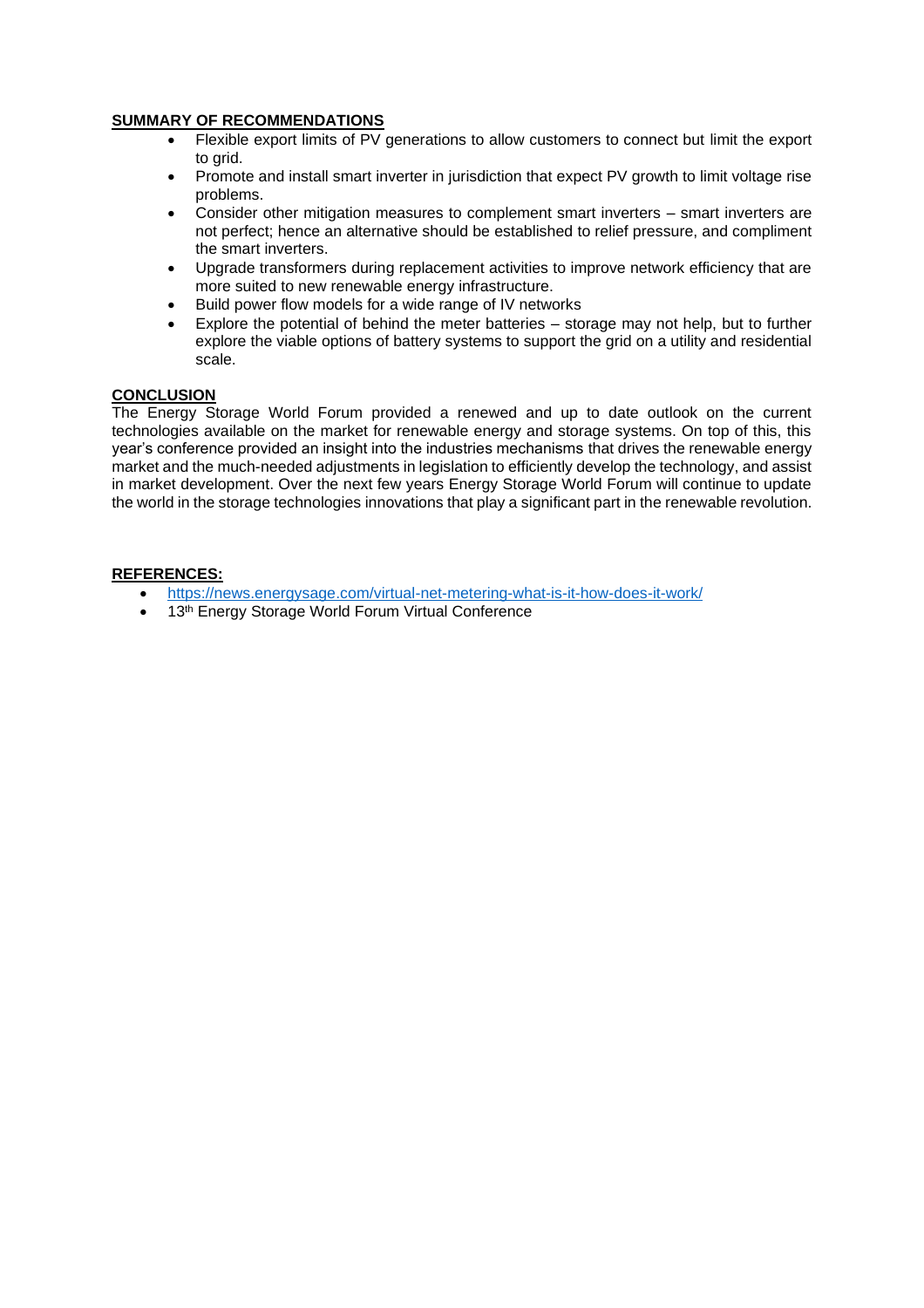## SUMMARY OF RECOMMENDATIONS

- Flexible export limits of PV generations to allow customers to connect but limit the export to grid.
- Promote and install smart inverter in jurisdiction that expect PV growth to limit voltage rise problems.
- Consider other mitigation measures to complement smart inverters – smart inverters are not perfect; hence an alternative should be established to relief pressure, and compliment the smart inverters.
- Upgrade transformers during replacement activities to improve network efficiency that are more suited to new renewable energy infrastructure.
- Build power flow models for a wide range of IV networks
- Explore the potential of behind the meter batteries – storage may not help, but to further explore the viable options of battery systems to support the grid on a utility and residential scale.

## CONCLUSION

The Energy Storage World Forum provided a renewed and up to date outlook on the current technologies available on the market for renewable energy and storage systems. On top of this, this year's conference provided an insight into the industries mechanisms that drives the renewable energy market and the much-needed adjustments in legislation to efficiently develop the technology, and assist in market development. Over the next few years Energy Storage World Forum will continue to update the world in the storage technologies innovations that play a significant part in the renewable revolution.

## REFERENCES:

- https://news.energysage.com/virtual-net-metering-what-is-it-how-does-it-work/
- 13th Energy Storage World Forum Virtual Conference